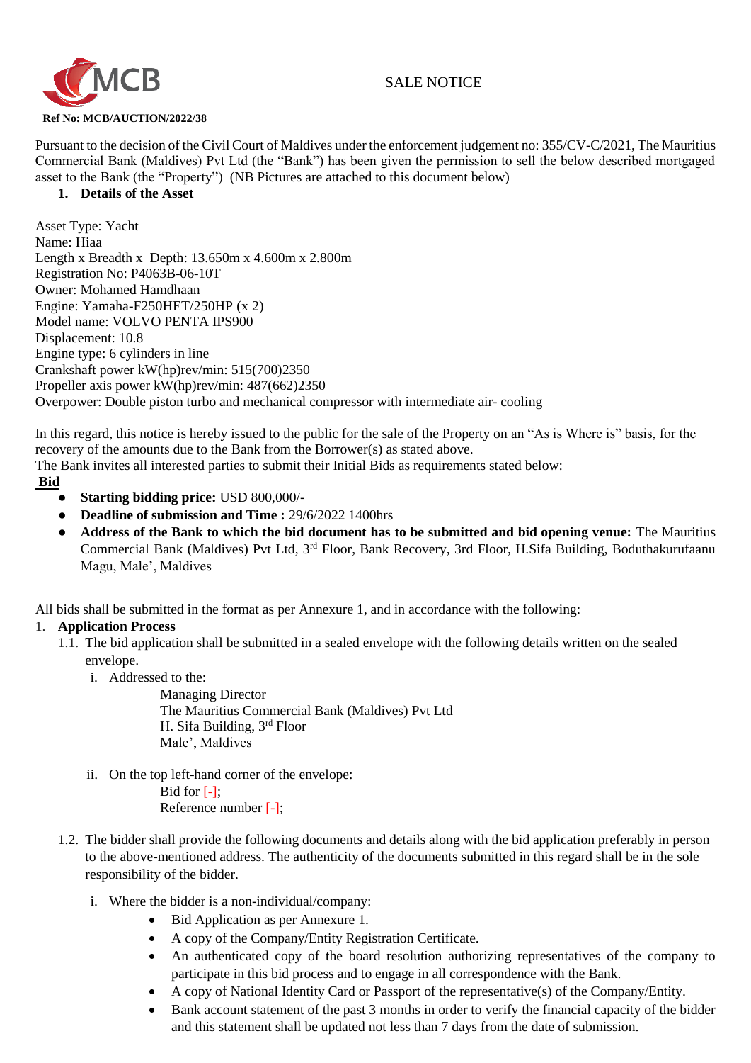# SALE NOTICE

**Ref No: MCB/AUCTION/2022/38**

Pursuant to the decision of the Civil Court of Maldives under the enforcement judgement no: 355/CV-C/2021, The Mauritius Commercial Bank (Maldives) Pvt Ltd (the "Bank") has been given the permission to sell the below described mortgaged asset to the Bank (the "Property") (NB Pictures are attached to this document below)

**1. Details of the Asset**

Asset Type: Yacht
Name: Hiaa
Length x Breadth x Depth: 13.650m x 4.600m x 2.800m
Registration No: P4063B-06-10T
Owner: Mohamed Hamdhaan
Engine: Yamaha-F250HET/250HP (x 2)
Model name: VOLVO PENTA IPS900
Displacement: 10.8
Engine type: 6 cylinders in line
Crankshaft power kW(hp)rev/min: 515(700)2350
Propeller axis power kW(hp)rev/min: 487(662)2350
Overpower: Double piston turbo and mechanical compressor with intermediate air- cooling

In this regard, this notice is hereby issued to the public for the sale of the Property on an "As is Where is" basis, for the recovery of the amounts due to the Bank from the Borrower(s) as stated above.
The Bank invites all interested parties to submit their Initial Bids as requirements stated below:

**Bid**

- **Starting bidding price:** USD 800,000/-
- **Deadline of submission and Time :** 29/6/2022 1400hrs
- **Address of the Bank to which the bid document has to be submitted and bid opening venue:** The Mauritius Commercial Bank (Maldives) Pvt Ltd, 3rd Floor, Bank Recovery, 3rd Floor, H.Sifa Building, Boduthakurufaanu Magu, Male', Maldives

All bids shall be submitted in the format as per Annexure 1, and in accordance with the following:

1. **Application Process**

1.1. The bid application shall be submitted in a sealed envelope with the following details written on the sealed envelope.

i. Addressed to the:

Managing Director
The Mauritius Commercial Bank (Maldives) Pvt Ltd
H. Sifa Building, 3rd Floor
Male', Maldives

ii. On the top left-hand corner of the envelope:

Bid for [-];
Reference number [-];

1.2. The bidder shall provide the following documents and details along with the bid application preferably in person to the above-mentioned address. The authenticity of the documents submitted in this regard shall be in the sole responsibility of the bidder.

i. Where the bidder is a non-individual/company:

- Bid Application as per Annexure 1.
- A copy of the Company/Entity Registration Certificate.
- An authenticated copy of the board resolution authorizing representatives of the company to participate in this bid process and to engage in all correspondence with the Bank.
- A copy of National Identity Card or Passport of the representative(s) of the Company/Entity.
- Bank account statement of the past 3 months in order to verify the financial capacity of the bidder and this statement shall be updated not less than 7 days from the date of submission.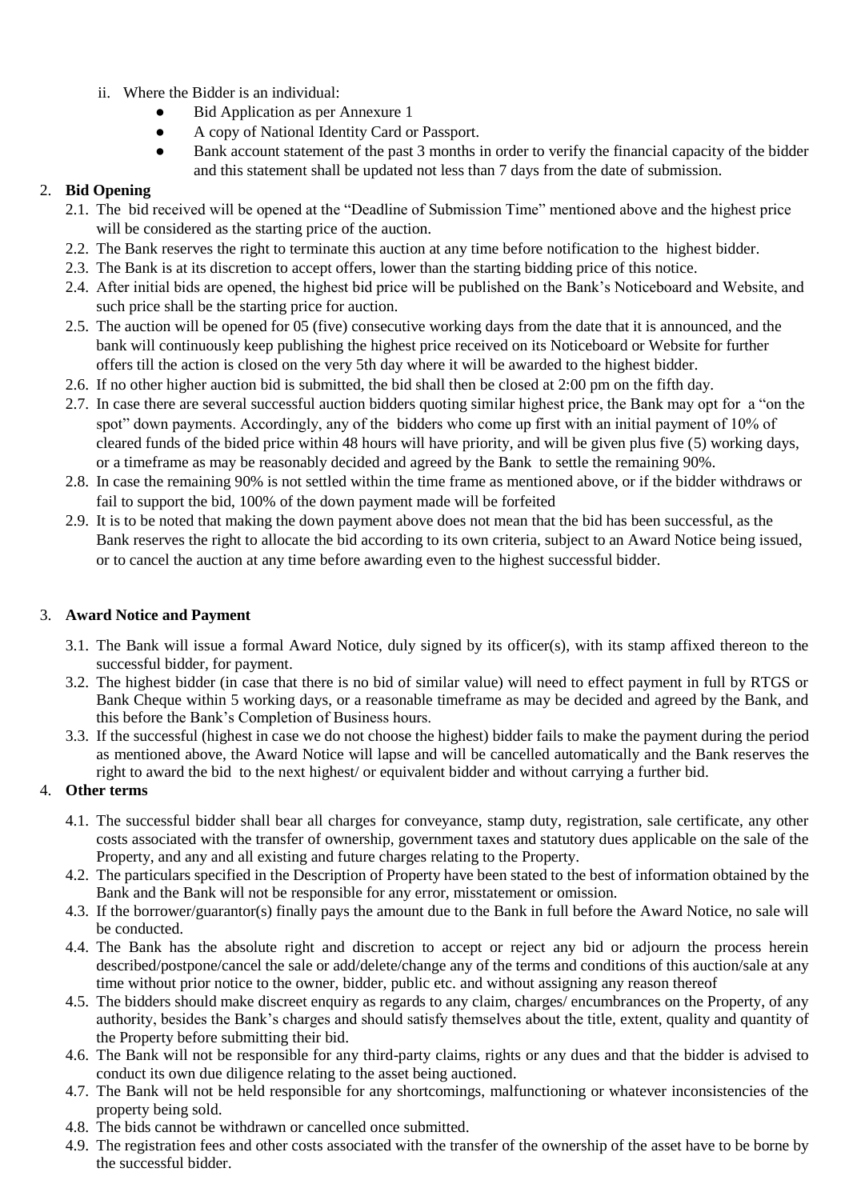ii. Where the Bidder is an individual:
   - Bid Application as per Annexure 1
   - A copy of National Identity Card or Passport.
   - Bank account statement of the past 3 months in order to verify the financial capacity of the bidder and this statement shall be updated not less than 7 days from the date of submission.

2. **Bid Opening**
   2.1. The bid received will be opened at the "Deadline of Submission Time" mentioned above and the highest price will be considered as the starting price of the auction.
   2.2. The Bank reserves the right to terminate this auction at any time before notification to the highest bidder.
   2.3. The Bank is at its discretion to accept offers, lower than the starting bidding price of this notice.
   2.4. After initial bids are opened, the highest bid price will be published on the Bank's Noticeboard and Website, and such price shall be the starting price for auction.
   2.5. The auction will be opened for 05 (five) consecutive working days from the date that it is announced, and the bank will continuously keep publishing the highest price received on its Noticeboard or Website for further offers till the action is closed on the very 5th day where it will be awarded to the highest bidder.
   2.6. If no other higher auction bid is submitted, the bid shall then be closed at 2:00 pm on the fifth day.
   2.7. In case there are several successful auction bidders quoting similar highest price, the Bank may opt for a "on the spot" down payments. Accordingly, any of the bidders who come up first with an initial payment of 10% of cleared funds of the bided price within 48 hours will have priority, and will be given plus five (5) working days, or a timeframe as may be reasonably decided and agreed by the Bank to settle the remaining 90%.
   2.8. In case the remaining 90% is not settled within the time frame as mentioned above, or if the bidder withdraws or fail to support the bid, 100% of the down payment made will be forfeited
   2.9. It is to be noted that making the down payment above does not mean that the bid has been successful, as the Bank reserves the right to allocate the bid according to its own criteria, subject to an Award Notice being issued, or to cancel the auction at any time before awarding even to the highest successful bidder.

3. **Award Notice and Payment**
   3.1. The Bank will issue a formal Award Notice, duly signed by its officer(s), with its stamp affixed thereon to the successful bidder, for payment.
   3.2. The highest bidder (in case that there is no bid of similar value) will need to effect payment in full by RTGS or Bank Cheque within 5 working days, or a reasonable timeframe as may be decided and agreed by the Bank, and this before the Bank's Completion of Business hours.
   3.3. If the successful (highest in case we do not choose the highest) bidder fails to make the payment during the period as mentioned above, the Award Notice will lapse and will be cancelled automatically and the Bank reserves the right to award the bid to the next highest/ or equivalent bidder and without carrying a further bid.

4. **Other terms**
   4.1. The successful bidder shall bear all charges for conveyance, stamp duty, registration, sale certificate, any other costs associated with the transfer of ownership, government taxes and statutory dues applicable on the sale of the Property, and any and all existing and future charges relating to the Property.
   4.2. The particulars specified in the Description of Property have been stated to the best of information obtained by the Bank and the Bank will not be responsible for any error, misstatement or omission.
   4.3. If the borrower/guarantor(s) finally pays the amount due to the Bank in full before the Award Notice, no sale will be conducted.
   4.4. The Bank has the absolute right and discretion to accept or reject any bid or adjourn the process herein described/postpone/cancel the sale or add/delete/change any of the terms and conditions of this auction/sale at any time without prior notice to the owner, bidder, public etc. and without assigning any reason thereof
   4.5. The bidders should make discreet enquiry as regards to any claim, charges/ encumbrances on the Property, of any authority, besides the Bank's charges and should satisfy themselves about the title, extent, quality and quantity of the Property before submitting their bid.
   4.6. The Bank will not be responsible for any third-party claims, rights or any dues and that the bidder is advised to conduct its own due diligence relating to the asset being auctioned.
   4.7. The Bank will not be held responsible for any shortcomings, malfunctioning or whatever inconsistencies of the property being sold.
   4.8. The bids cannot be withdrawn or cancelled once submitted.
   4.9. The registration fees and other costs associated with the transfer of the ownership of the asset have to be borne by the successful bidder.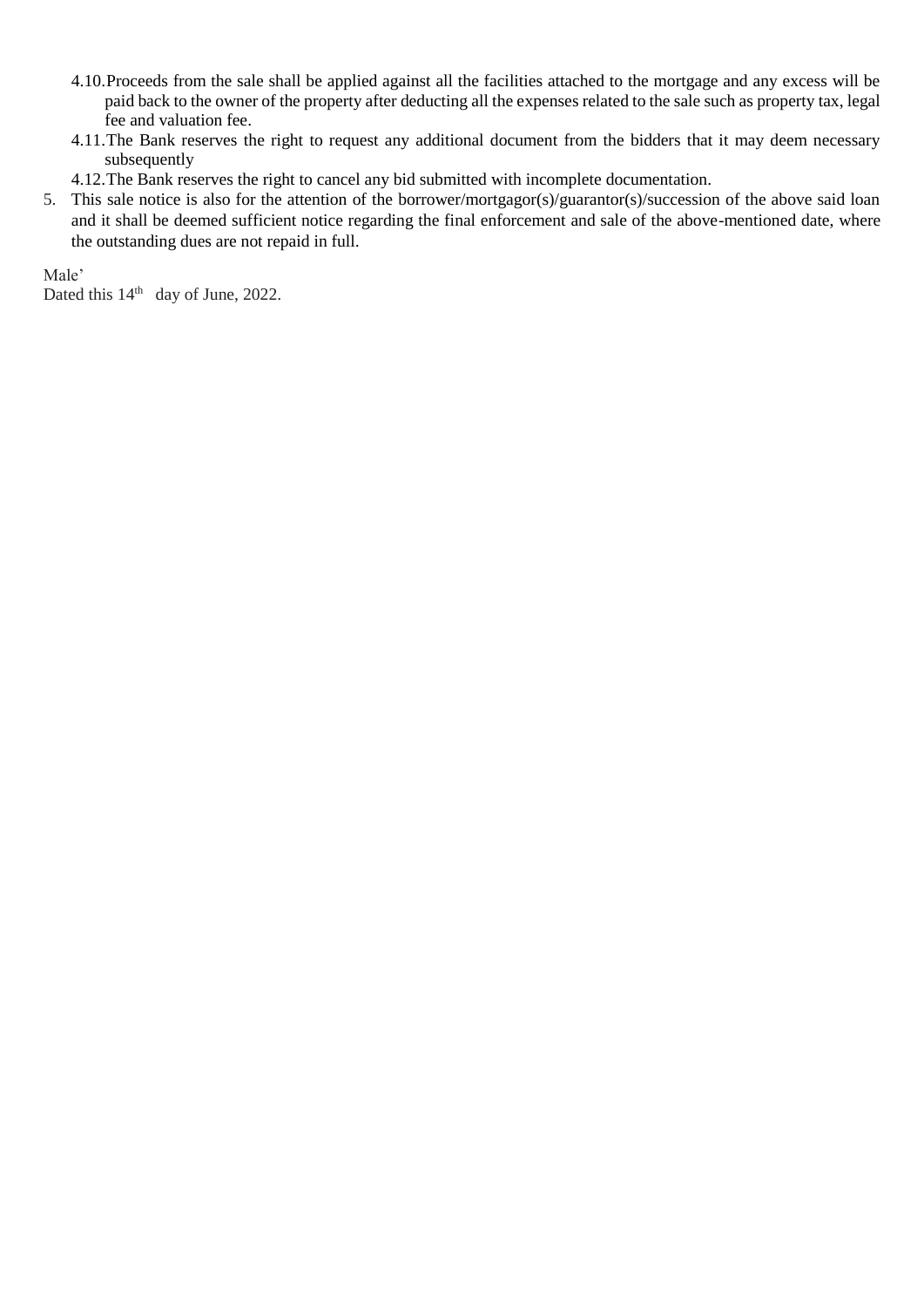4.10. Proceeds from the sale shall be applied against all the facilities attached to the mortgage and any excess will be paid back to the owner of the property after deducting all the expenses related to the sale such as property tax, legal fee and valuation fee.

4.11. The Bank reserves the right to request any additional document from the bidders that it may deem necessary subsequently

4.12. The Bank reserves the right to cancel any bid submitted with incomplete documentation.

5. This sale notice is also for the attention of the borrower/mortgagor(s)/guarantor(s)/succession of the above said loan and it shall be deemed sufficient notice regarding the final enforcement and sale of the above-mentioned date, where the outstanding dues are not repaid in full.

Male'
Dated this 14th day of June, 2022.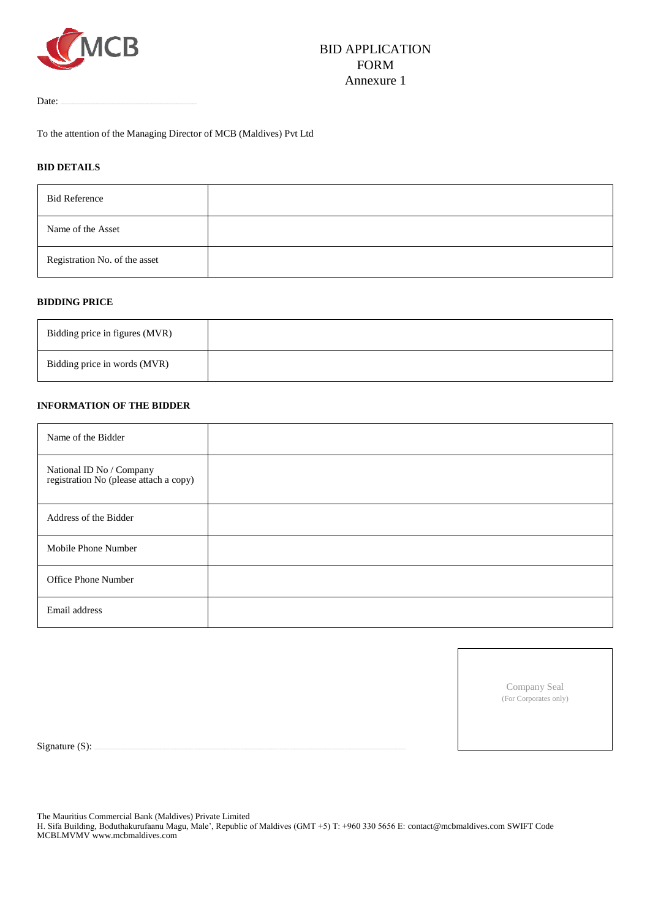# BID APPLICATION FORM
Annexure 1

Date: ..............................................

To the attention of the Managing Director of MCB (Maldives) Pvt Ltd

**BID DETAILS**

| | |
|---|---|
| Bid Reference | |
| Name of the Asset | |
| Registration No. of the asset | |

**BIDDING PRICE**

| | |
|---|---|
| Bidding price in figures (MVR) | |
| Bidding price in words (MVR) | |

**INFORMATION OF THE BIDDER**

| | |
|---|---|
| Name of the Bidder | |
| National ID No / Company registration No (please attach a copy) | |
| Address of the Bidder | |
| Mobile Phone Number | |
| Office Phone Number | |
| Email address | |

Company Seal
(For Corporates only)

Signature (S): ..............................................................................................................

The Mauritius Commercial Bank (Maldives) Private Limited
H. Sifa Building, Boduthakurufaanu Magu, Male', Republic of Maldives (GMT +5) T: +960 330 5656 E: contact@mcbmaldives.com SWIFT Code MCBLMVMV www.mcbmaldives.com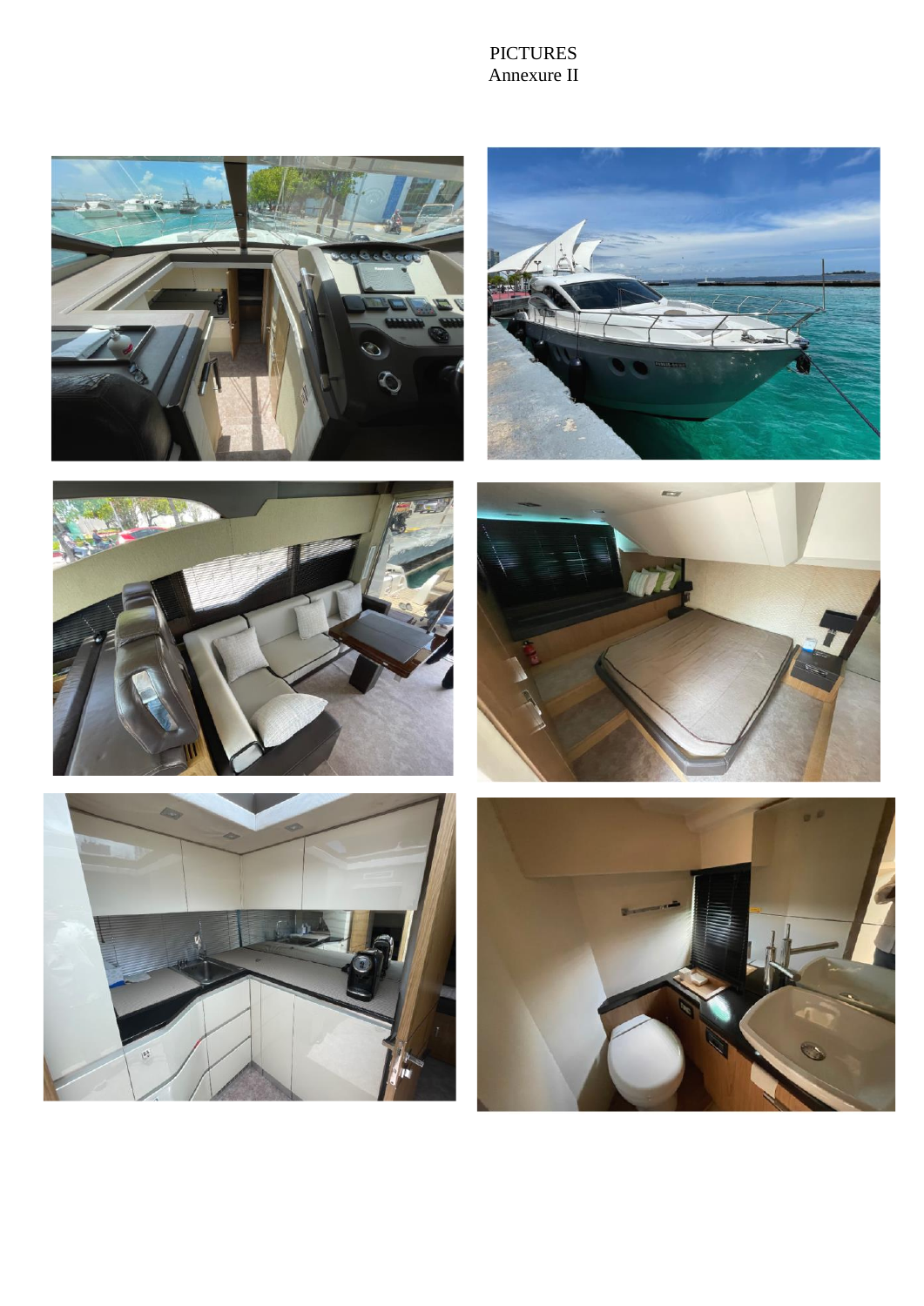PICTURES
Annexure II